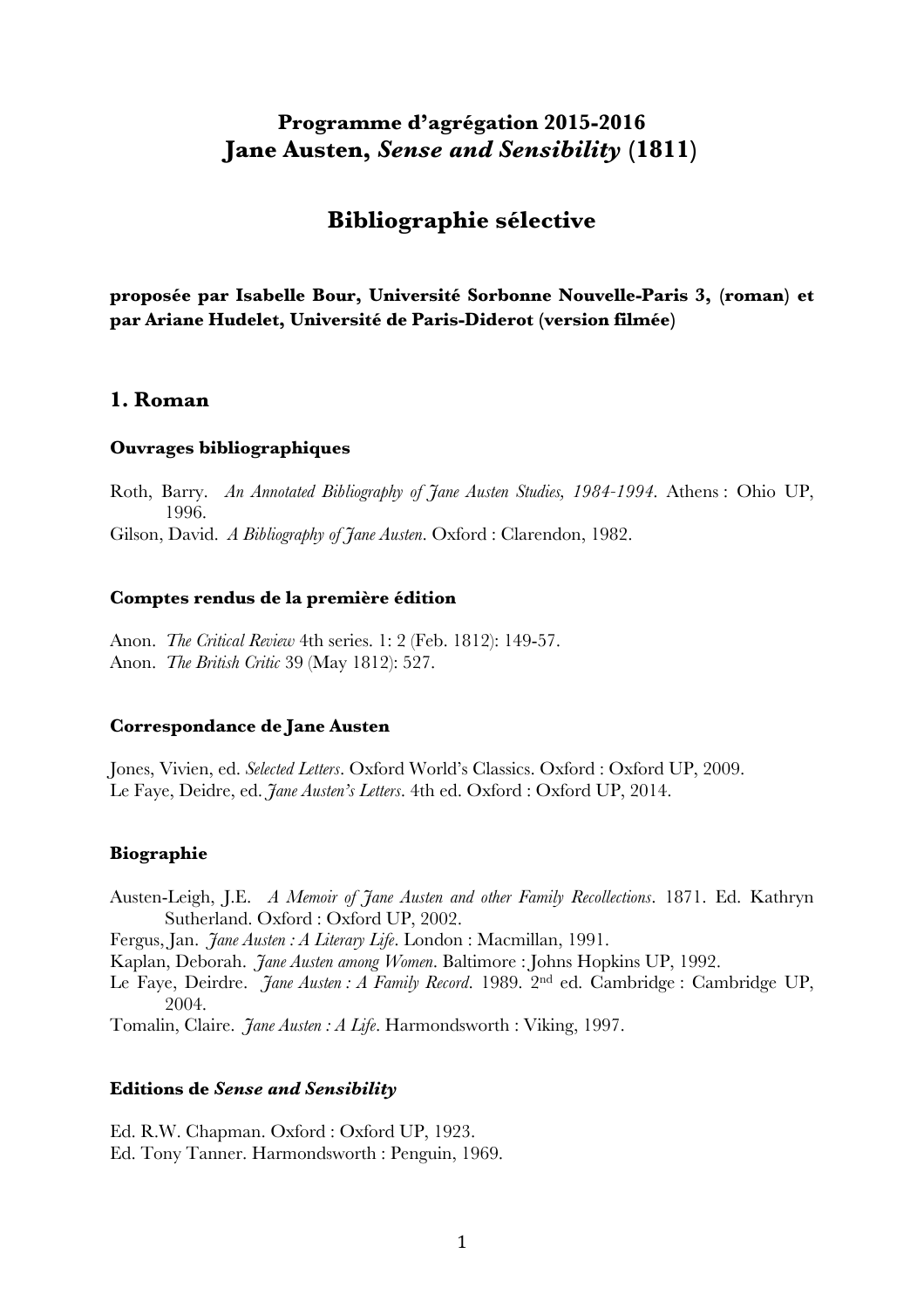# Programme d'agrégation 2015-2016
# Jane Austen, *Sense and Sensibility* (1811)

## Bibliographie sélective

**proposée par Isabelle Bour, Université Sorbonne Nouvelle-Paris 3, (roman) et par Ariane Hudelet, Université de Paris-Diderot (version filmée)**

## 1. Roman

### Ouvrages bibliographiques

Roth, Barry. *An Annotated Bibliography of Jane Austen Studies, 1984-1994*. Athens : Ohio UP, 1996.

Gilson, David. *A Bibliography of Jane Austen*. Oxford : Clarendon, 1982.

### Comptes rendus de la première édition

Anon. *The Critical Review* 4th series. 1: 2 (Feb. 1812): 149-57.

Anon. *The British Critic* 39 (May 1812): 527.

### Correspondance de Jane Austen

Jones, Vivien, ed. *Selected Letters*. Oxford World's Classics. Oxford : Oxford UP, 2009.

Le Faye, Deidre, ed. *Jane Austen's Letters*. 4th ed. Oxford : Oxford UP, 2014.

### Biographie

Austen-Leigh, J.E. *A Memoir of Jane Austen and other Family Recollections*. 1871. Ed. Kathryn Sutherland. Oxford : Oxford UP, 2002.

Fergus, Jan. *Jane Austen : A Literary Life*. London : Macmillan, 1991.

Kaplan, Deborah. *Jane Austen among Women*. Baltimore : Johns Hopkins UP, 1992.

Le Faye, Deirdre. *Jane Austen : A Family Record*. 1989. 2nd ed. Cambridge : Cambridge UP, 2004.

Tomalin, Claire. *Jane Austen : A Life*. Harmondsworth : Viking, 1997.

### Editions de *Sense and Sensibility*

Ed. R.W. Chapman. Oxford : Oxford UP, 1923.

Ed. Tony Tanner. Harmondsworth : Penguin, 1969.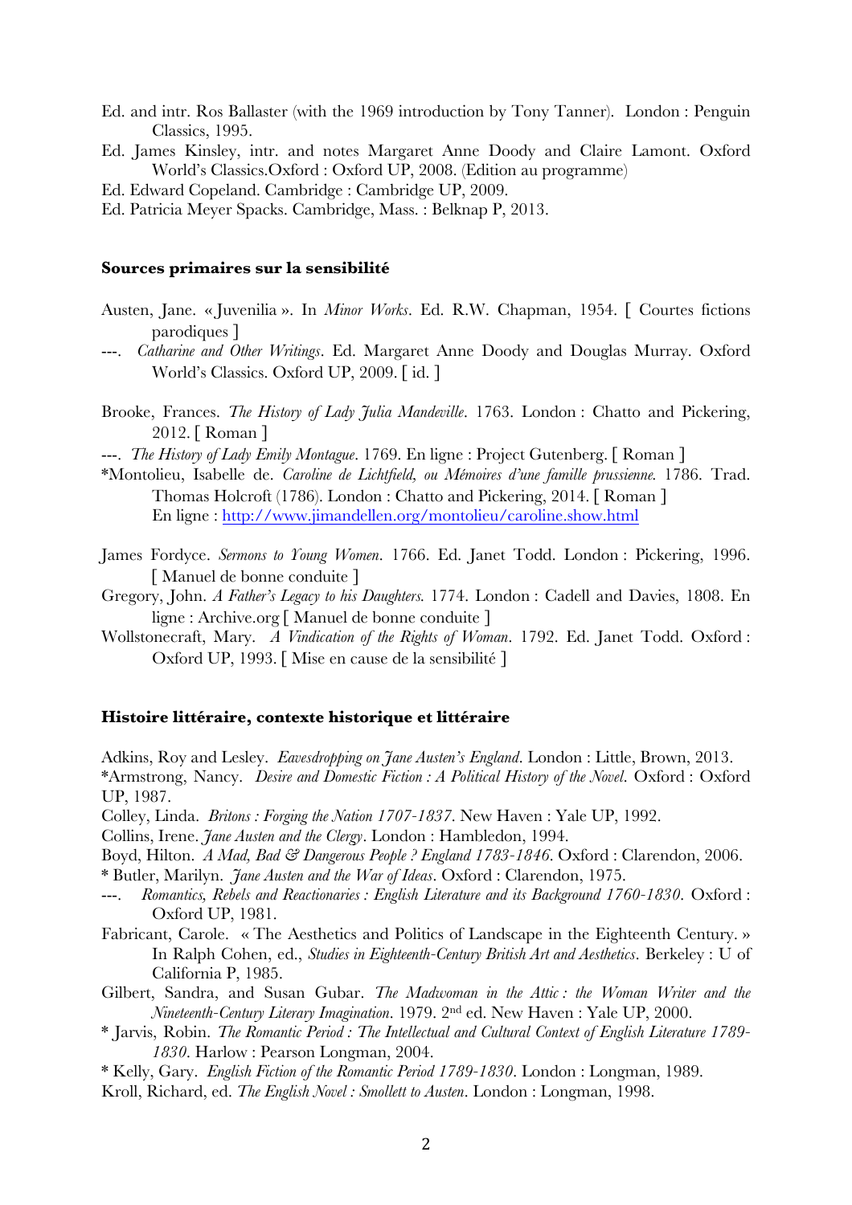Ed. and intr. Ros Ballaster (with the 1969 introduction by Tony Tanner). London : Penguin Classics, 1995.

Ed. James Kinsley, intr. and notes Margaret Anne Doody and Claire Lamont. Oxford World's Classics.Oxford : Oxford UP, 2008. (Edition au programme)

Ed. Edward Copeland. Cambridge : Cambridge UP, 2009.

Ed. Patricia Meyer Spacks. Cambridge, Mass. : Belknap P, 2013.

**Sources primaires sur la sensibilité**

Austen, Jane. « Juvenilia ». In *Minor Works*. Ed. R.W. Chapman, 1954. [ Courtes fictions parodiques ]

---. *Catharine and Other Writings*. Ed. Margaret Anne Doody and Douglas Murray. Oxford World's Classics. Oxford UP, 2009. [ id. ]

Brooke, Frances. *The History of Lady Julia Mandeville*. 1763. London : Chatto and Pickering, 2012. [ Roman ]

---. *The History of Lady Emily Montague*. 1769. En ligne : Project Gutenberg. [ Roman ]

*Montolieu, Isabelle de. *Caroline de Lichtfield, ou Mémoires d'une famille prussienne.* 1786. Trad. Thomas Holcroft (1786). London : Chatto and Pickering, 2014. [ Roman ]
En ligne : http://www.jimandellen.org/montolieu/caroline.show.html

James Fordyce. *Sermons to Young Women*. 1766. Ed. Janet Todd. London : Pickering, 1996. [ Manuel de bonne conduite ]

Gregory, John. *A Father's Legacy to his Daughters.* 1774. London : Cadell and Davies, 1808. En ligne : Archive.org [ Manuel de bonne conduite ]

Wollstonecraft, Mary. *A Vindication of the Rights of Woman*. 1792. Ed. Janet Todd. Oxford : Oxford UP, 1993. [ Mise en cause de la sensibilité ]

**Histoire littéraire, contexte historique et littéraire**

Adkins, Roy and Lesley. *Eavesdropping on Jane Austen's England*. London : Little, Brown, 2013.

*Armstrong, Nancy. *Desire and Domestic Fiction : A Political History of the Novel.* Oxford : Oxford UP, 1987.

Colley, Linda. *Britons : Forging the Nation 1707-1837.* New Haven : Yale UP, 1992.

Collins, Irene. *Jane Austen and the Clergy*. London : Hambledon, 1994.

Boyd, Hilton. *A Mad, Bad & Dangerous People ? England 1783-1846.* Oxford : Clarendon, 2006.

* Butler, Marilyn. *Jane Austen and the War of Ideas*. Oxford : Clarendon, 1975.

---. *Romantics, Rebels and Reactionaries : English Literature and its Background 1760-1830.* Oxford : Oxford UP, 1981.

Fabricant, Carole. « The Aesthetics and Politics of Landscape in the Eighteenth Century. » In Ralph Cohen, ed., *Studies in Eighteenth-Century British Art and Aesthetics*. Berkeley : U of California P, 1985.

Gilbert, Sandra, and Susan Gubar. *The Madwoman in the Attic : the Woman Writer and the Nineteenth-Century Literary Imagination*. 1979. 2nd ed. New Haven : Yale UP, 2000.

* Jarvis, Robin. *The Romantic Period : The Intellectual and Cultural Context of English Literature 1789-1830*. Harlow : Pearson Longman, 2004.

* Kelly, Gary. *English Fiction of the Romantic Period 1789-1830*. London : Longman, 1989.

Kroll, Richard, ed. *The English Novel : Smollett to Austen*. London : Longman, 1998.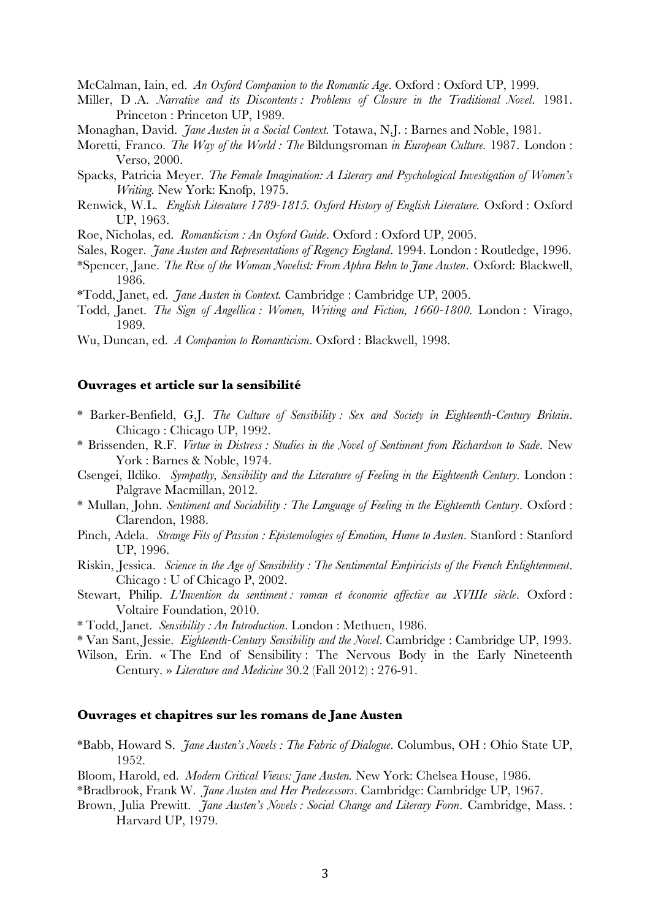McCalman, Iain, ed. *An Oxford Companion to the Romantic Age*. Oxford : Oxford UP, 1999.

Miller, D .A. *Narrative and its Discontents : Problems of Closure in the Traditional Novel*. 1981. Princeton : Princeton UP, 1989.

Monaghan, David. *Jane Austen in a Social Context.* Totawa, N.J. : Barnes and Noble, 1981.

Moretti, Franco. *The Way of the World : The* Bildungsroman *in European Culture.* 1987. London : Verso, 2000.

Spacks, Patricia Meyer. *The Female Imagination: A Literary and Psychological Investigation of Women's Writing.* New York: Knofp, 1975.

Renwick, W.L. *English Literature 1789-1815. Oxford History of English Literature.* Oxford : Oxford UP, 1963.

Roe, Nicholas, ed. *Romanticism : An Oxford Guide*. Oxford : Oxford UP, 2005.

Sales, Roger. *Jane Austen and Representations of Regency England*. 1994. London : Routledge, 1996.

*Spencer, Jane. *The Rise of the Woman Novelist: From Aphra Behn to Jane Austen*. Oxford: Blackwell, 1986.

*Todd, Janet, ed. *Jane Austen in Context.* Cambridge : Cambridge UP, 2005.

Todd, Janet. *The Sign of Angellica : Women, Writing and Fiction, 1660-1800.* London : Virago, 1989.

Wu, Duncan, ed. *A Companion to Romanticism*. Oxford : Blackwell, 1998.

### Ouvrages et article sur la sensibilité

* Barker-Benfield, G.J. *The Culture of Sensibility : Sex and Society in Eighteenth-Century Britain*. Chicago : Chicago UP, 1992.

* Brissenden, R.F. *Virtue in Distress : Studies in the Novel of Sentiment from Richardson to Sade*. New York : Barnes & Noble, 1974.

Csengei, Ildiko. *Sympathy, Sensibility and the Literature of Feeling in the Eighteenth Century.* London : Palgrave Macmillan, 2012.

* Mullan, John. *Sentiment and Sociability : The Language of Feeling in the Eighteenth Century*. Oxford : Clarendon, 1988.

Pinch, Adela. *Strange Fits of Passion : Epistemologies of Emotion, Hume to Austen*. Stanford : Stanford UP, 1996.

Riskin, Jessica. *Science in the Age of Sensibility : The Sentimental Empiricists of the French Enlightenment*. Chicago : U of Chicago P, 2002.

Stewart, Philip. *L'Invention du sentiment : roman et économie affective au XVIIIe siècle*. Oxford : Voltaire Foundation, 2010.

* Todd, Janet. *Sensibility : An Introduction*. London : Methuen, 1986.

* Van Sant, Jessie. *Eighteenth-Century Sensibility and the Novel*. Cambridge : Cambridge UP, 1993.

Wilson, Erin. « The End of Sensibility : The Nervous Body in the Early Nineteenth Century. » *Literature and Medicine* 30.2 (Fall 2012) : 276-91.

### Ouvrages et chapitres sur les romans de Jane Austen

*Babb, Howard S. *Jane Austen's Novels : The Fabric of Dialogue*. Columbus, OH : Ohio State UP, 1952.

Bloom, Harold, ed. *Modern Critical Views: Jane Austen.* New York: Chelsea House, 1986.

*Bradbrook, Frank W. *Jane Austen and Her Predecessors*. Cambridge: Cambridge UP, 1967.

Brown, Julia Prewitt. *Jane Austen's Novels : Social Change and Literary Form*. Cambridge, Mass. : Harvard UP, 1979.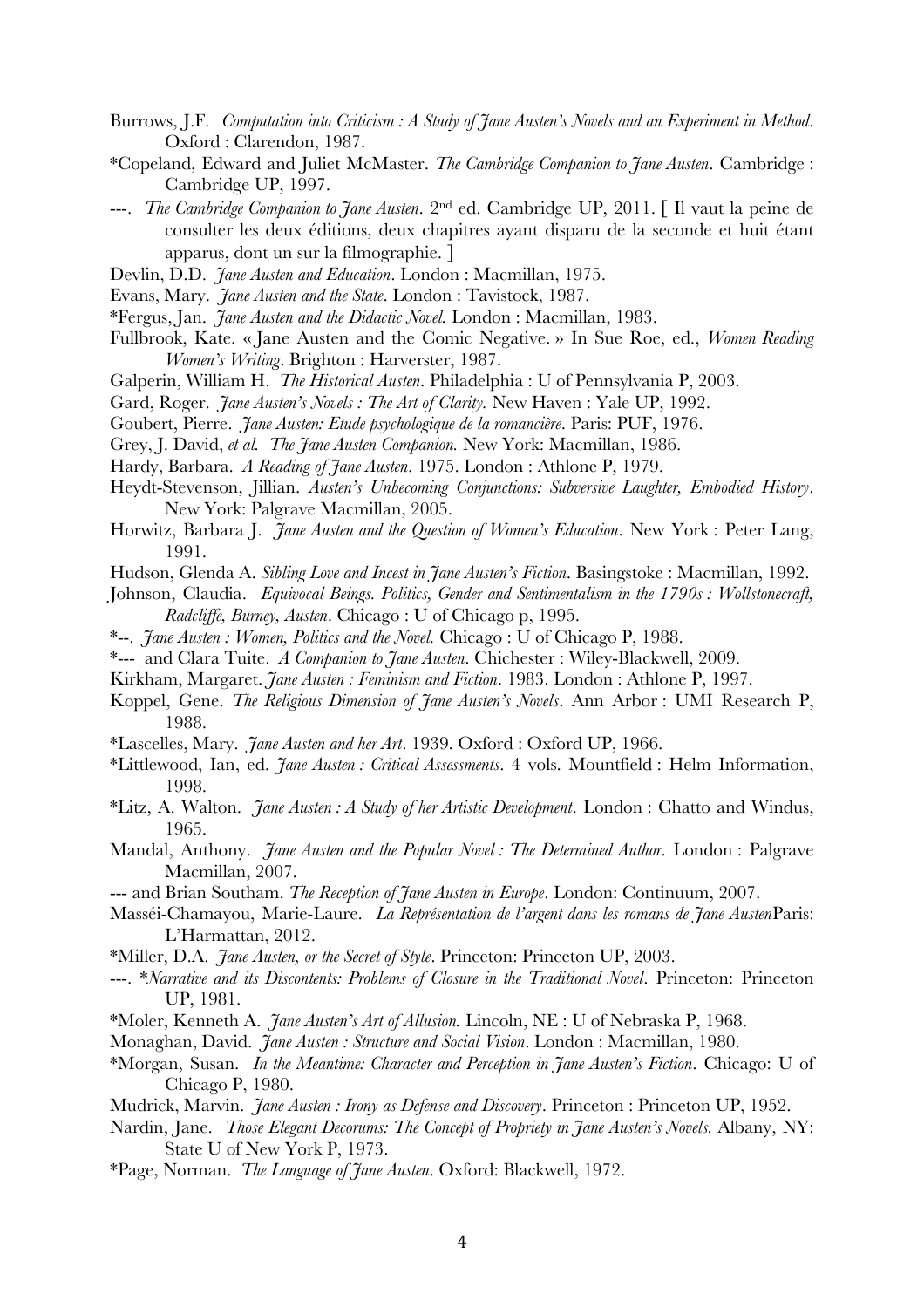Burrows, J.F. *Computation into Criticism : A Study of Jane Austen's Novels and an Experiment in Method*. Oxford : Clarendon, 1987.

*Copeland, Edward and Juliet McMaster. *The Cambridge Companion to Jane Austen*. Cambridge : Cambridge UP, 1997.

---. *The Cambridge Companion to Jane Austen*. 2nd ed. Cambridge UP, 2011. [ Il vaut la peine de consulter les deux éditions, deux chapitres ayant disparu de la seconde et huit étant apparus, dont un sur la filmographie. ]

Devlin, D.D. *Jane Austen and Education*. London : Macmillan, 1975.

Evans, Mary. *Jane Austen and the State*. London : Tavistock, 1987.

*Fergus, Jan. *Jane Austen and the Didactic Novel.* London : Macmillan, 1983.

Fullbrook, Kate. « Jane Austen and the Comic Negative. » In Sue Roe, ed., *Women Reading Women's Writing*. Brighton : Harverster, 1987.

Galperin, William H. *The Historical Austen*. Philadelphia : U of Pennsylvania P, 2003.

Gard, Roger. *Jane Austen's Novels : The Art of Clarity.* New Haven : Yale UP, 1992.

Goubert, Pierre. *Jane Austen: Etude psychologique de la romancière*. Paris: PUF, 1976.

Grey, J. David, *et al. The Jane Austen Companion.* New York: Macmillan, 1986.

Hardy, Barbara. *A Reading of Jane Austen*. 1975. London : Athlone P, 1979.

Heydt-Stevenson, Jillian. *Austen's Unbecoming Conjunctions: Subversive Laughter, Embodied History*. New York: Palgrave Macmillan, 2005.

Horwitz, Barbara J. *Jane Austen and the Question of Women's Education*. New York : Peter Lang, 1991.

Hudson, Glenda A. *Sibling Love and Incest in Jane Austen's Fiction*. Basingstoke : Macmillan, 1992.

Johnson, Claudia. *Equivocal Beings. Politics, Gender and Sentimentalism in the 1790s : Wollstonecraft, Radcliffe, Burney, Austen*. Chicago : U of Chicago p, 1995.

*--. *Jane Austen : Women, Politics and the Novel.* Chicago : U of Chicago P, 1988.

*--- and Clara Tuite. *A Companion to Jane Austen*. Chichester : Wiley-Blackwell, 2009.

Kirkham, Margaret. *Jane Austen : Feminism and Fiction*. 1983. London : Athlone P, 1997.

Koppel, Gene. *The Religious Dimension of Jane Austen's Novels*. Ann Arbor : UMI Research P, 1988.

*Lascelles, Mary. *Jane Austen and her Art*. 1939. Oxford : Oxford UP, 1966.

*Littlewood, Ian, ed. *Jane Austen : Critical Assessments*. 4 vols. Mountfield : Helm Information, 1998.

*Litz, A. Walton. *Jane Austen : A Study of her Artistic Development*. London : Chatto and Windus, 1965.

Mandal, Anthony. *Jane Austen and the Popular Novel : The Determined Author*. London : Palgrave Macmillan, 2007.

--- and Brian Southam. *The Reception of Jane Austen in Europe*. London: Continuum, 2007.

Masséi-Chamayou, Marie-Laure. *La Représentation de l'argent dans les romans de Jane Austen*Paris: L'Harmattan, 2012.

*Miller, D.A. *Jane Austen, or the Secret of Style*. Princeton: Princeton UP, 2003.

---. **Narrative and its Discontents: Problems of Closure in the Traditional Novel*. Princeton: Princeton UP, 1981.

*Moler, Kenneth A. *Jane Austen's Art of Allusion.* Lincoln, NE : U of Nebraska P, 1968.

Monaghan, David. *Jane Austen : Structure and Social Vision*. London : Macmillan, 1980.

*Morgan, Susan. *In the Meantime: Character and Perception in Jane Austen's Fiction*. Chicago: U of Chicago P, 1980.

Mudrick, Marvin. *Jane Austen : Irony as Defense and Discovery*. Princeton : Princeton UP, 1952.

Nardin, Jane. *Those Elegant Decorums: The Concept of Propriety in Jane Austen's Novels.* Albany, NY: State U of New York P, 1973.

*Page, Norman. *The Language of Jane Austen*. Oxford: Blackwell, 1972.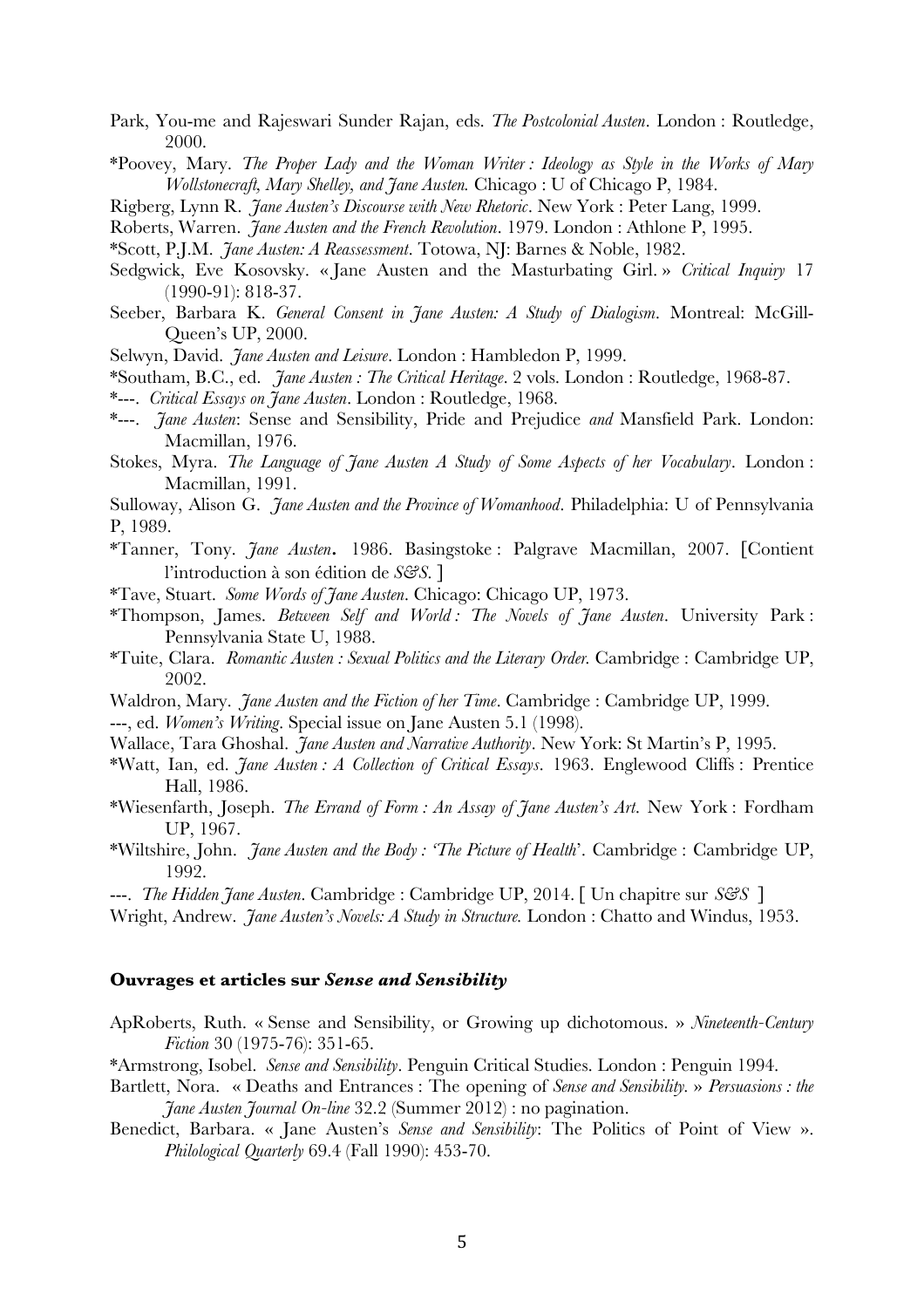Park, You-me and Rajeswari Sunder Rajan, eds. *The Postcolonial Austen*. London : Routledge, 2000.

*Poovey, Mary. *The Proper Lady and the Woman Writer : Ideology as Style in the Works of Mary Wollstonecraft, Mary Shelley, and Jane Austen.* Chicago : U of Chicago P, 1984.

Rigberg, Lynn R. *Jane Austen's Discourse with New Rhetoric*. New York : Peter Lang, 1999.

Roberts, Warren. *Jane Austen and the French Revolution*. 1979. London : Athlone P, 1995.

*Scott, P.J.M. *Jane Austen: A Reassessment*. Totowa, NJ: Barnes & Noble, 1982.

Sedgwick, Eve Kosovsky. « Jane Austen and the Masturbating Girl. » *Critical Inquiry* 17 (1990-91): 818-37.

Seeber, Barbara K. *General Consent in Jane Austen: A Study of Dialogism*. Montreal: McGill-Queen's UP, 2000.

Selwyn, David. *Jane Austen and Leisure*. London : Hambledon P, 1999.

*Southam, B.C., ed. *Jane Austen : The Critical Heritage*. 2 vols. London : Routledge, 1968-87.

*---. *Critical Essays on Jane Austen*. London : Routledge, 1968.

*---. *Jane Austen*: Sense and Sensibility, Pride and Prejudice *and* Mansfield Park. London: Macmillan, 1976.

Stokes, Myra. *The Language of Jane Austen A Study of Some Aspects of her Vocabulary*. London : Macmillan, 1991.

Sulloway, Alison G. *Jane Austen and the Province of Womanhood*. Philadelphia: U of Pennsylvania P, 1989.

*Tanner, Tony. *Jane Austen*. 1986. Basingstoke : Palgrave Macmillan, 2007. [Contient l'introduction à son édition de *S&S*. ]

*Tave, Stuart. *Some Words of Jane Austen*. Chicago: Chicago UP, 1973.

*Thompson, James. *Between Self and World : The Novels of Jane Austen*. University Park : Pennsylvania State U, 1988.

*Tuite, Clara. *Romantic Austen : Sexual Politics and the Literary Order.* Cambridge : Cambridge UP, 2002.

Waldron, Mary. *Jane Austen and the Fiction of her Time*. Cambridge : Cambridge UP, 1999.

---, ed. *Women's Writing*. Special issue on Jane Austen 5.1 (1998).

Wallace, Tara Ghoshal. *Jane Austen and Narrative Authority*. New York: St Martin's P, 1995.

*Watt, Ian, ed. *Jane Austen : A Collection of Critical Essays*. 1963. Englewood Cliffs : Prentice Hall, 1986.

*Wiesenfarth, Joseph. *The Errand of Form : An Assay of Jane Austen's Art.* New York : Fordham UP, 1967.

*Wiltshire, John. *Jane Austen and the Body : 'The Picture of Health*'. Cambridge : Cambridge UP, 1992.

---. *The Hidden Jane Austen*. Cambridge : Cambridge UP, 2014. [ Un chapitre sur *S&S* ]

Wright, Andrew. *Jane Austen's Novels: A Study in Structure.* London : Chatto and Windus, 1953.

### Ouvrages et articles sur *Sense and Sensibility*

ApRoberts, Ruth. « Sense and Sensibility, or Growing up dichotomous. » *Nineteenth-Century Fiction* 30 (1975-76): 351-65.

*Armstrong, Isobel. *Sense and Sensibility*. Penguin Critical Studies. London : Penguin 1994.

Bartlett, Nora. « Deaths and Entrances : The opening of *Sense and Sensibility.* » *Persuasions : the Jane Austen Journal On-line* 32.2 (Summer 2012) : no pagination.

Benedict, Barbara. « Jane Austen's *Sense and Sensibility*: The Politics of Point of View ». *Philological Quarterly* 69.4 (Fall 1990): 453-70.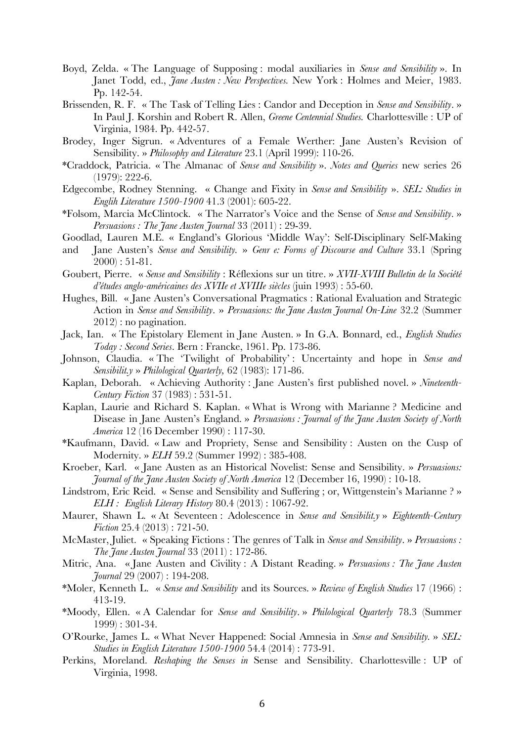Boyd, Zelda. « The Language of Supposing : modal auxiliaries in *Sense and Sensibility* ». In Janet Todd, ed., *Jane Austen : New Perspectives.* New York : Holmes and Meier, 1983. Pp. 142-54.

Brissenden, R. F. « The Task of Telling Lies : Candor and Deception in *Sense and Sensibility*. » In Paul J. Korshin and Robert R. Allen, *Greene Centennial Studies.* Charlottesville : UP of Virginia, 1984. Pp. 442-57.

Brodey, Inger Sigrun. « Adventures of a Female Werther: Jane Austen's Revision of Sensibility. » *Philosophy and Literature* 23.1 (April 1999): 110-26.

*Craddock, Patricia. « The Almanac of *Sense and Sensibility* ». *Notes and Queries* new series 26 (1979): 222-6.

Edgecombe, Rodney Stenning. « Change and Fixity in *Sense and Sensibility* ». *SEL: Studies in Englih Literature 1500-1900* 41.3 (2001): 605-22.

*Folsom, Marcia McClintock. « The Narrator's Voice and the Sense of *Sense and Sensibility*. » *Persuasions : The Jane Austen Journal* 33 (2011) : 29-39.

Goodlad, Lauren M.E. « England's Glorious 'Middle Way': Self-Disciplinary Self-Making and Jane Austen's *Sense and Sensibility.* » *Genr e: Forms of Discourse and Culture* 33.1 (Spring 2000) : 51-81.

Goubert, Pierre. « *Sense and Sensibility* : Réflexions sur un titre. » *XVII-XVIII Bulletin de la Société d'études anglo-américaines des XVIIe et XVIIIe siècles* (juin 1993) : 55-60.

Hughes, Bill. « Jane Austen's Conversational Pragmatics : Rational Evaluation and Strategic Action in *Sense and Sensibility*. » *Persuasions: the Jane Austen Journal On-Line* 32.2 (Summer 2012) : no pagination.

Jack, Ian. « The Epistolary Element in Jane Austen. » In G.A. Bonnard, ed., *English Studies Today : Second Series*. Bern : Francke, 1961. Pp. 173-86.

Johnson, Claudia. « The 'Twilight of Probability' : Uncertainty and hope in *Sense and Sensibilit.y* » *Philological Quarterly,* 62 (1983): 171-86.

Kaplan, Deborah. « Achieving Authority : Jane Austen's first published novel. » *Nineteenth-Century Fiction* 37 (1983) : 531-51.

Kaplan, Laurie and Richard S. Kaplan. « What is Wrong with Marianne ? Medicine and Disease in Jane Austen's England. » *Persuasions : Journal of the Jane Austen Society of North America* 12 (16 December 1990) : 117-30.

*Kaufmann, David. « Law and Propriety, Sense and Sensibility : Austen on the Cusp of Modernity. » *ELH* 59.2 (Summer 1992) : 385-408.

Kroeber, Karl. « Jane Austen as an Historical Novelist: Sense and Sensibility. » *Persuasions: Journal of the Jane Austen Society of North America* 12 (December 16, 1990) : 10-18.

Lindstrom, Eric Reid. « Sense and Sensibility and Suffering ; or, Wittgenstein's Marianne ? » *ELH : English Literary History* 80.4 (2013) : 1067-92.

Maurer, Shawn L. « At Seventeen : Adolescence in *Sense and Sensibilit.y* » *Eighteenth-Century Fiction* 25.4 (2013) : 721-50.

McMaster, Juliet. « Speaking Fictions : The genres of Talk in *Sense and Sensibility*. » *Persuasions : The Jane Austen Journal* 33 (2011) : 172-86.

Mitric, Ana. « Jane Austen and Civility : A Distant Reading. » *Persuasions : The Jane Austen Journal* 29 (2007) : 194-208.

*Moler, Kenneth L. « *Sense and Sensibility* and its Sources. » *Review of English Studies* 17 (1966) : 413-19.

*Moody, Ellen. « A Calendar for *Sense and Sensibility*. » *Philological Quarterly* 78.3 (Summer 1999) : 301-34.

O'Rourke, James L. « What Never Happened: Social Amnesia in *Sense and Sensibility.* » *SEL: Studies in English Literature 1500-1900* 54.4 (2014) : 773-91.

Perkins, Moreland. *Reshaping the Senses in* Sense and Sensibility. Charlottesville : UP of Virginia, 1998.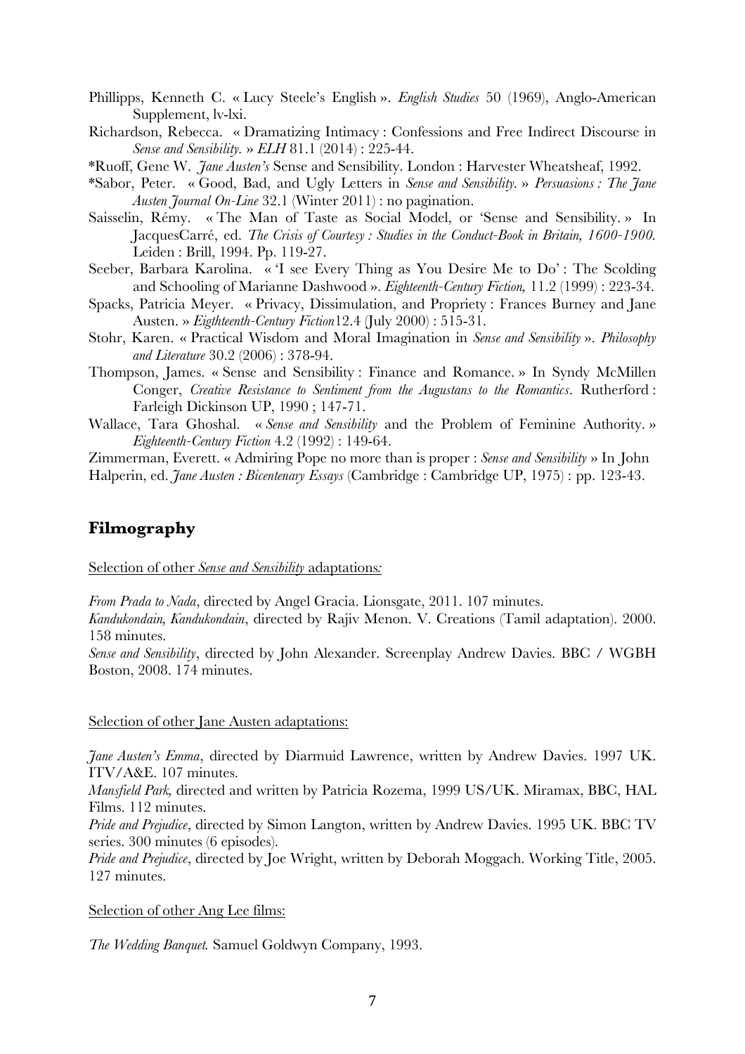Phillipps, Kenneth C. « Lucy Steele's English ». *English Studies* 50 (1969), Anglo-American Supplement, lv-lxi.

Richardson, Rebecca. « Dramatizing Intimacy : Confessions and Free Indirect Discourse in *Sense and Sensibility.* » *ELH* 81.1 (2014) : 225-44.

*Ruoff, Gene W. *Jane Austen's* Sense and Sensibility. London : Harvester Wheatsheaf, 1992.

*Sabor, Peter. « Good, Bad, and Ugly Letters in *Sense and Sensibility.* » *Persuasions : The Jane Austen Journal On-Line* 32.1 (Winter 2011) : no pagination.

Saisselin, Rémy. « The Man of Taste as Social Model, or 'Sense and Sensibility. » In JacquesCarré, ed. *The Crisis of Courtesy : Studies in the Conduct-Book in Britain, 1600-1900.* Leiden : Brill, 1994. Pp. 119-27.

Seeber, Barbara Karolina. « 'I see Every Thing as You Desire Me to Do' : The Scolding and Schooling of Marianne Dashwood ». *Eighteenth-Century Fiction,* 11.2 (1999) : 223-34.

Spacks, Patricia Meyer. « Privacy, Dissimulation, and Propriety : Frances Burney and Jane Austen. » *Eigthteenth-Century Fiction*12.4 (July 2000) : 515-31.

Stohr, Karen. « Practical Wisdom and Moral Imagination in *Sense and Sensibility* ». *Philosophy and Literature* 30.2 (2006) : 378-94.

Thompson, James. « Sense and Sensibility : Finance and Romance. » In Syndy McMillen Conger, *Creative Resistance to Sentiment from the Augustans to the Romantics*. Rutherford : Farleigh Dickinson UP, 1990 ; 147-71.

Wallace, Tara Ghoshal. « *Sense and Sensibility* and the Problem of Feminine Authority. » *Eighteenth-Century Fiction* 4.2 (1992) : 149-64.

Zimmerman, Everett. « Admiring Pope no more than is proper : *Sense and Sensibility* » In John Halperin, ed. *Jane Austen : Bicentenary Essays* (Cambridge : Cambridge UP, 1975) : pp. 123-43.

## Filmography

Selection of other *Sense and Sensibility* adaptations:

*From Prada to Nada*, directed by Angel Gracia. Lionsgate, 2011. 107 minutes.

*Kandukondain, Kandukondain*, directed by Rajiv Menon. V. Creations (Tamil adaptation). 2000. 158 minutes.

*Sense and Sensibility*, directed by John Alexander. Screenplay Andrew Davies. BBC / WGBH Boston, 2008. 174 minutes.

Selection of other Jane Austen adaptations:

*Jane Austen's Emma*, directed by Diarmuid Lawrence, written by Andrew Davies. 1997 UK. ITV/A&E. 107 minutes.

*Mansfield Park,* directed and written by Patricia Rozema, 1999 US/UK. Miramax, BBC, HAL Films. 112 minutes.

*Pride and Prejudice*, directed by Simon Langton, written by Andrew Davies. 1995 UK. BBC TV series. 300 minutes (6 episodes).

*Pride and Prejudice*, directed by Joe Wright, written by Deborah Moggach. Working Title, 2005. 127 minutes.

Selection of other Ang Lee films:

*The Wedding Banquet.* Samuel Goldwyn Company, 1993.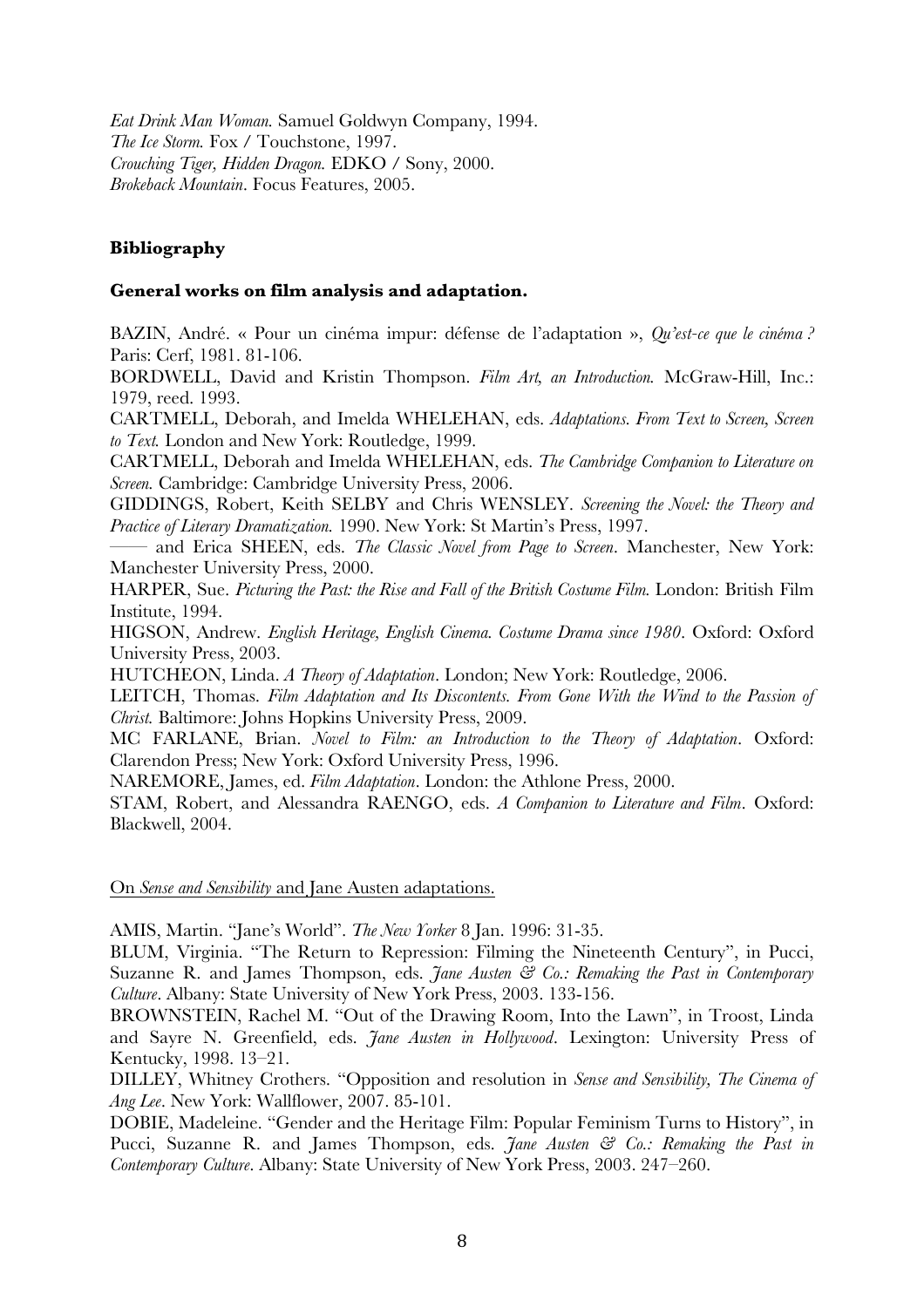*Eat Drink Man Woman.* Samuel Goldwyn Company, 1994.
*The Ice Storm.* Fox / Touchstone, 1997.
*Crouching Tiger, Hidden Dragon.* EDKO / Sony, 2000.
*Brokeback Mountain*. Focus Features, 2005.

## Bibliography

### General works on film analysis and adaptation.

BAZIN, André. « Pour un cinéma impur: défense de l'adaptation », *Qu'est-ce que le cinéma ?* Paris: Cerf, 1981. 81-106.

BORDWELL, David and Kristin Thompson. *Film Art, an Introduction.* McGraw-Hill, Inc.: 1979, reed. 1993.

CARTMELL, Deborah, and Imelda WHELEHAN, eds. *Adaptations. From Text to Screen, Screen to Text.* London and New York: Routledge, 1999.

CARTMELL, Deborah and Imelda WHELEHAN, eds. *The Cambridge Companion to Literature on Screen.* Cambridge: Cambridge University Press, 2006.

GIDDINGS, Robert, Keith SELBY and Chris WENSLEY. *Screening the Novel: the Theory and Practice of Literary Dramatization.* 1990. New York: St Martin's Press, 1997.

—— and Erica SHEEN, eds. *The Classic Novel from Page to Screen*. Manchester, New York: Manchester University Press, 2000.

HARPER, Sue. *Picturing the Past: the Rise and Fall of the British Costume Film.* London: British Film Institute, 1994.

HIGSON, Andrew. *English Heritage, English Cinema. Costume Drama since 1980*. Oxford: Oxford University Press, 2003.

HUTCHEON, Linda. *A Theory of Adaptation*. London; New York: Routledge, 2006.

LEITCH, Thomas. *Film Adaptation and Its Discontents. From Gone With the Wind to the Passion of Christ.* Baltimore: Johns Hopkins University Press, 2009.

MC FARLANE, Brian. *Novel to Film: an Introduction to the Theory of Adaptation*. Oxford: Clarendon Press; New York: Oxford University Press, 1996.

NAREMORE, James, ed. *Film Adaptation*. London: the Athlone Press, 2000.

STAM, Robert, and Alessandra RAENGO, eds. *A Companion to Literature and Film*. Oxford: Blackwell, 2004.

On *Sense and Sensibility* and Jane Austen adaptations.

AMIS, Martin. "Jane's World". *The New Yorker* 8 Jan. 1996: 31-35.

BLUM, Virginia. "The Return to Repression: Filming the Nineteenth Century", in Pucci, Suzanne R. and James Thompson, eds. *Jane Austen & Co.: Remaking the Past in Contemporary Culture*. Albany: State University of New York Press, 2003. 133-156.

BROWNSTEIN, Rachel M. "Out of the Drawing Room, Into the Lawn", in Troost, Linda and Sayre N. Greenfield, eds. *Jane Austen in Hollywood*. Lexington: University Press of Kentucky, 1998. 13–21.

DILLEY, Whitney Crothers. "Opposition and resolution in *Sense and Sensibility, The Cinema of Ang Lee*. New York: Wallflower, 2007. 85-101.

DOBIE, Madeleine. "Gender and the Heritage Film: Popular Feminism Turns to History", in Pucci, Suzanne R. and James Thompson, eds. *Jane Austen & Co.: Remaking the Past in Contemporary Culture*. Albany: State University of New York Press, 2003. 247–260.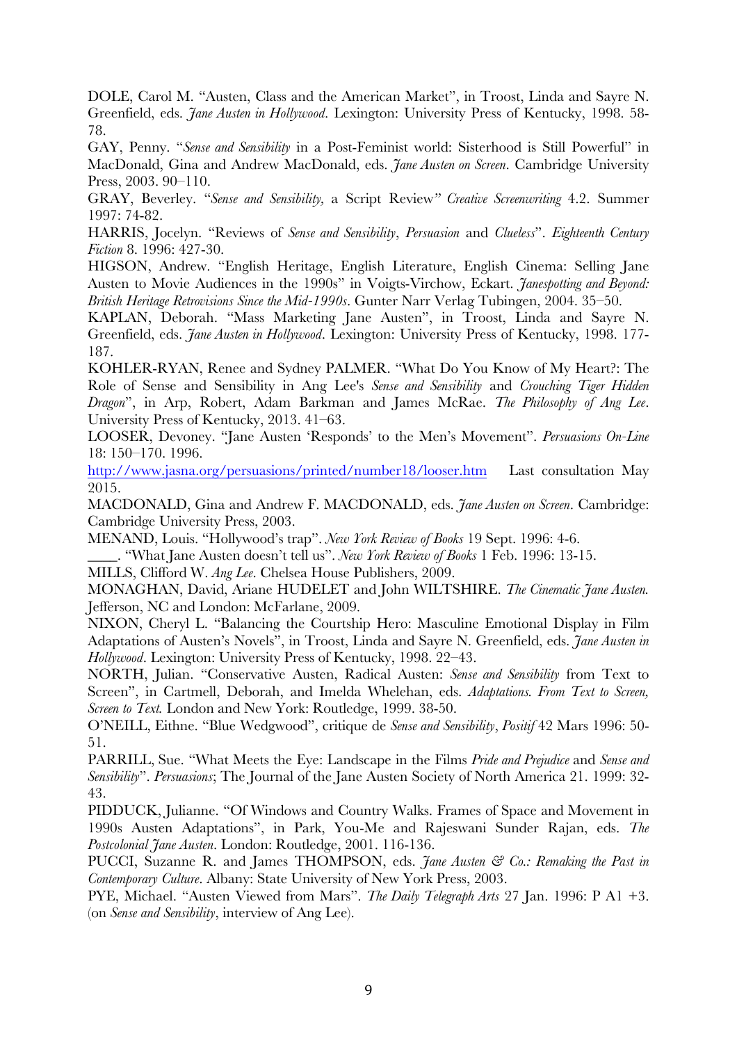DOLE, Carol M. "Austen, Class and the American Market", in Troost, Linda and Sayre N. Greenfield, eds. *Jane Austen in Hollywood*. Lexington: University Press of Kentucky, 1998. 58-78.

GAY, Penny. "*Sense and Sensibility* in a Post-Feminist world: Sisterhood is Still Powerful" in MacDonald, Gina and Andrew MacDonald, eds. *Jane Austen on Screen*. Cambridge University Press, 2003. 90–110.

GRAY, Beverley. "*Sense and Sensibility*, a Script Review" *Creative Screenwriting* 4.2. Summer 1997: 74-82.

HARRIS, Jocelyn. "Reviews of *Sense and Sensibility*, *Persuasion* and *Clueless*". *Eighteenth Century Fiction* 8. 1996: 427-30.

HIGSON, Andrew. "English Heritage, English Literature, English Cinema: Selling Jane Austen to Movie Audiences in the 1990s" in Voigts-Virchow, Eckart. *Janespotting and Beyond: British Heritage Retrovisions Since the Mid-1990s*. Gunter Narr Verlag Tubingen, 2004. 35–50.

KAPLAN, Deborah. "Mass Marketing Jane Austen", in Troost, Linda and Sayre N. Greenfield, eds. *Jane Austen in Hollywood*. Lexington: University Press of Kentucky, 1998. 177-187.

KOHLER-RYAN, Renee and Sydney PALMER. "What Do You Know of My Heart?: The Role of Sense and Sensibility in Ang Lee's *Sense and Sensibility* and *Crouching Tiger Hidden Dragon*", in Arp, Robert, Adam Barkman and James McRae. *The Philosophy of Ang Lee*. University Press of Kentucky, 2013. 41–63.

LOOSER, Devoney. "Jane Austen 'Responds' to the Men's Movement". *Persuasions On-Line* 18: 150–170. 1996.
http://www.jasna.org/persuasions/printed/number18/looser.htm Last consultation May 2015.

MACDONALD, Gina and Andrew F. MACDONALD, eds. *Jane Austen on Screen*. Cambridge: Cambridge University Press, 2003.

MENAND, Louis. "Hollywood's trap". *New York Review of Books* 19 Sept. 1996: 4-6.

____. "What Jane Austen doesn't tell us". *New York Review of Books* 1 Feb. 1996: 13-15.

MILLS, Clifford W. *Ang Lee*. Chelsea House Publishers, 2009.

MONAGHAN, David, Ariane HUDELET and John WILTSHIRE. *The Cinematic Jane Austen.* Jefferson, NC and London: McFarlane, 2009.

NIXON, Cheryl L. "Balancing the Courtship Hero: Masculine Emotional Display in Film Adaptations of Austen's Novels", in Troost, Linda and Sayre N. Greenfield, eds. *Jane Austen in Hollywood*. Lexington: University Press of Kentucky, 1998. 22–43.

NORTH, Julian. "Conservative Austen, Radical Austen: *Sense and Sensibility* from Text to Screen", in Cartmell, Deborah, and Imelda Whelehan, eds. *Adaptations. From Text to Screen, Screen to Text.* London and New York: Routledge, 1999. 38-50.

O'NEILL, Eithne. "Blue Wedgwood", critique de *Sense and Sensibility*, *Positif* 42 Mars 1996: 50-51.

PARRILL, Sue. "What Meets the Eye: Landscape in the Films *Pride and Prejudice* and *Sense and Sensibility*". *Persuasions*; The Journal of the Jane Austen Society of North America 21. 1999: 32-43.

PIDDUCK, Julianne. "Of Windows and Country Walks. Frames of Space and Movement in 1990s Austen Adaptations", in Park, You-Me and Rajeswani Sunder Rajan, eds. *The Postcolonial Jane Austen*. London: Routledge, 2001. 116-136.

PUCCI, Suzanne R. and James THOMPSON, eds. *Jane Austen & Co.: Remaking the Past in Contemporary Culture*. Albany: State University of New York Press, 2003.

PYE, Michael. "Austen Viewed from Mars". *The Daily Telegraph Arts* 27 Jan. 1996: P A1 +3. (on *Sense and Sensibility*, interview of Ang Lee).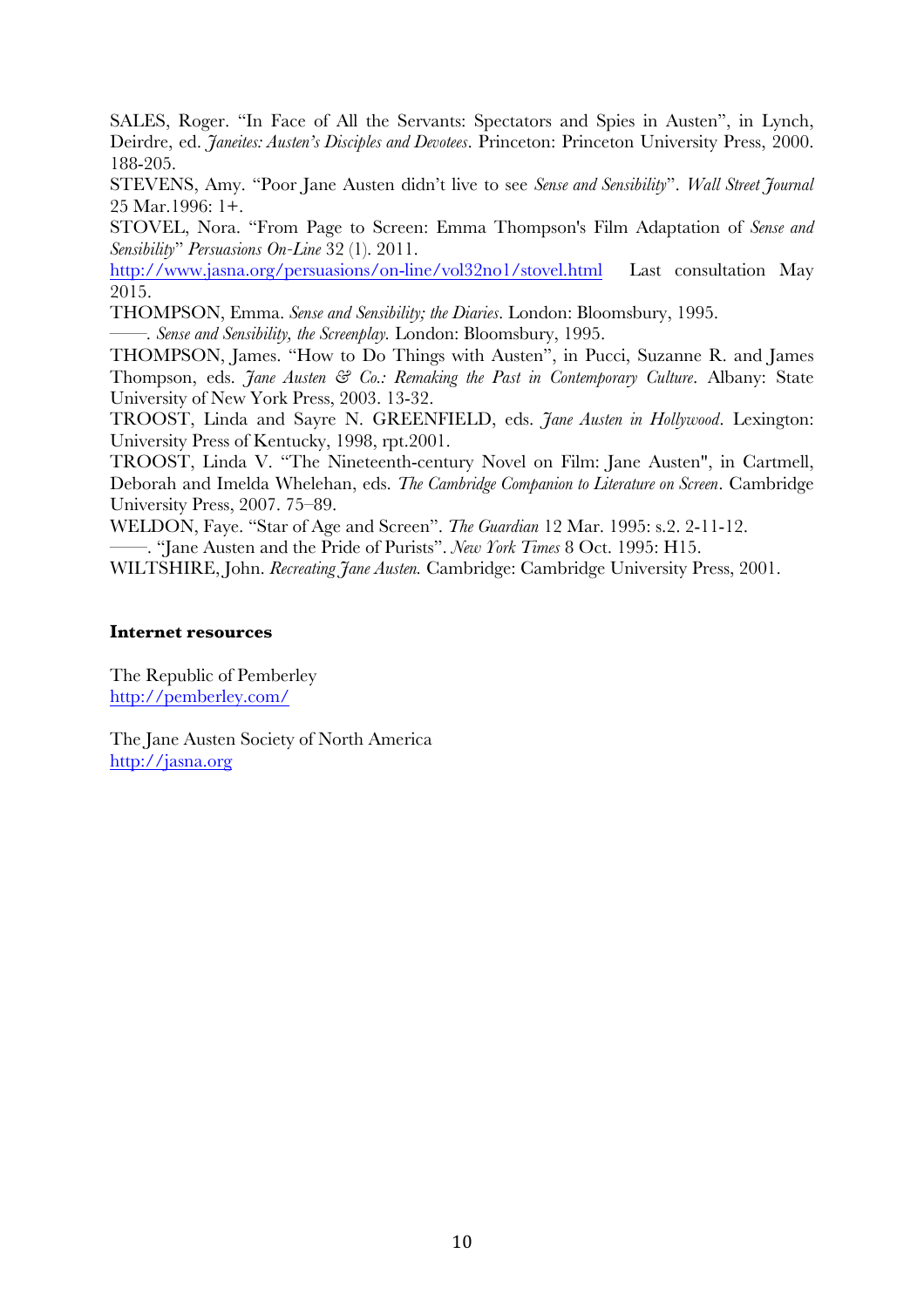SALES, Roger. "In Face of All the Servants: Spectators and Spies in Austen", in Lynch, Deirdre, ed. *Janeites: Austen's Disciples and Devotees*. Princeton: Princeton University Press, 2000. 188-205.

STEVENS, Amy. "Poor Jane Austen didn't live to see *Sense and Sensibility*". *Wall Street Journal* 25 Mar.1996: 1+.

STOVEL, Nora. "From Page to Screen: Emma Thompson's Film Adaptation of *Sense and Sensibility*" *Persuasions On-Line* 32 (1). 2011. http://www.jasna.org/persuasions/on-line/vol32no1/stovel.html Last consultation May 2015.

THOMPSON, Emma. *Sense and Sensibility; the Diaries*. London: Bloomsbury, 1995.

——. *Sense and Sensibility, the Screenplay.* London: Bloomsbury, 1995.

THOMPSON, James. "How to Do Things with Austen", in Pucci, Suzanne R. and James Thompson, eds. *Jane Austen & Co.: Remaking the Past in Contemporary Culture*. Albany: State University of New York Press, 2003. 13-32.

TROOST, Linda and Sayre N. GREENFIELD, eds. *Jane Austen in Hollywood*. Lexington: University Press of Kentucky, 1998, rpt.2001.

TROOST, Linda V. "The Nineteenth-century Novel on Film: Jane Austen", in Cartmell, Deborah and Imelda Whelehan, eds. *The Cambridge Companion to Literature on Screen*. Cambridge University Press, 2007. 75–89.

WELDON, Faye. "Star of Age and Screen". *The Guardian* 12 Mar. 1995: s.2. 2-11-12.

——. "Jane Austen and the Pride of Purists". *New York Times* 8 Oct. 1995: H15.

WILTSHIRE, John. *Recreating Jane Austen.* Cambridge: Cambridge University Press, 2001.

**Internet resources**

The Republic of Pemberley
http://pemberley.com/

The Jane Austen Society of North America
http://jasna.org